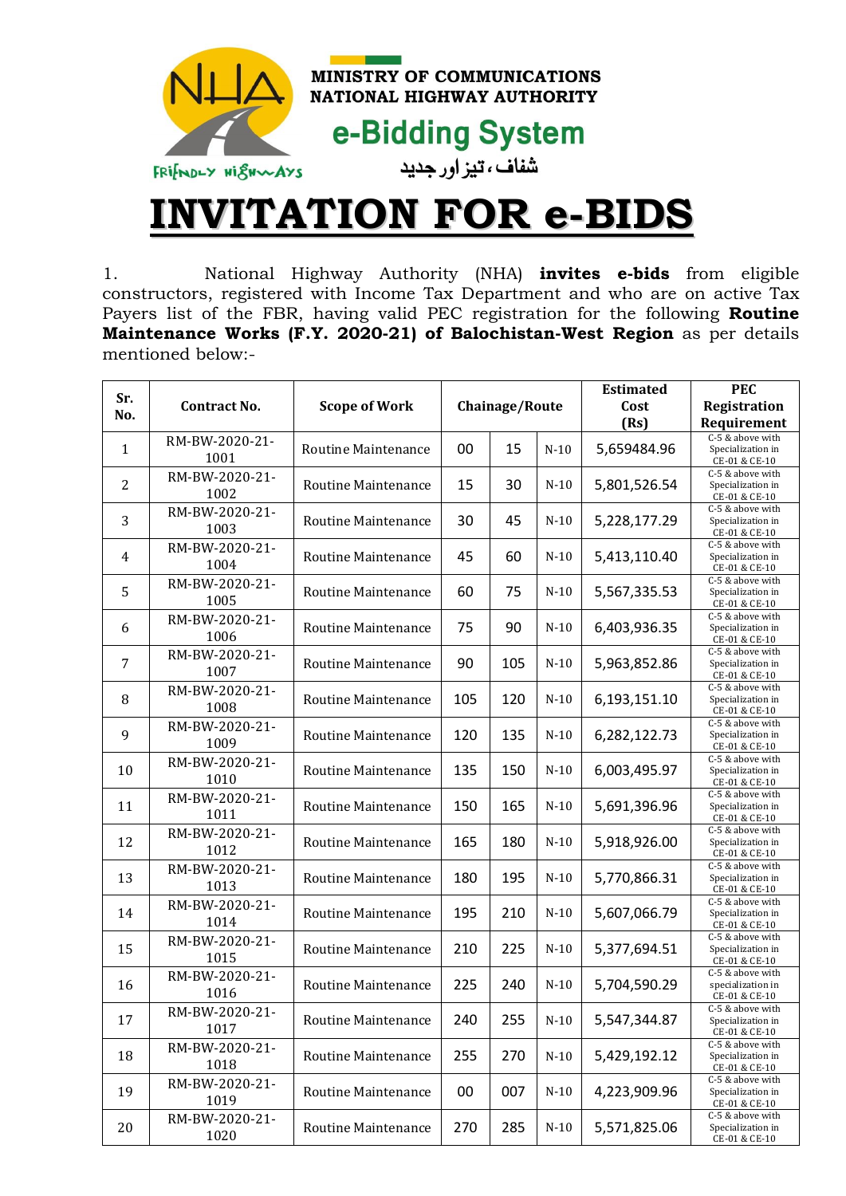MINISTRY OF COMMUNICATIONS
NATIONAL HIGHWAY AUTHORITY

e-Bidding System

شفاف، تیز اور جدید

FRIENDLY HIGHWAYS

# INVITATION FOR e-BIDS

1. National Highway Authority (NHA) **invites e-bids** from eligible constructors, registered with Income Tax Department and who are on active Tax Payers list of the FBR, having valid PEC registration for the following **Routine Maintenance Works (F.Y. 2020-21) of Balochistan-West Region** as per details mentioned below:-

| Sr. No. | Contract No. | Scope of Work | Chainage/Route | | | Estimated Cost (Rs) | PEC Registration Requirement |
|---|---|---|---|---|---|---|---|
| 1 | RM-BW-2020-21-1001 | Routine Maintenance | 00 | 15 | N-10 | 5,659484.96 | C-5 & above with Specialization in CE-01 & CE-10 |
| 2 | RM-BW-2020-21-1002 | Routine Maintenance | 15 | 30 | N-10 | 5,801,526.54 | C-5 & above with Specialization in CE-01 & CE-10 |
| 3 | RM-BW-2020-21-1003 | Routine Maintenance | 30 | 45 | N-10 | 5,228,177.29 | C-5 & above with Specialization in CE-01 & CE-10 |
| 4 | RM-BW-2020-21-1004 | Routine Maintenance | 45 | 60 | N-10 | 5,413,110.40 | C-5 & above with Specialization in CE-01 & CE-10 |
| 5 | RM-BW-2020-21-1005 | Routine Maintenance | 60 | 75 | N-10 | 5,567,335.53 | C-5 & above with Specialization in CE-01 & CE-10 |
| 6 | RM-BW-2020-21-1006 | Routine Maintenance | 75 | 90 | N-10 | 6,403,936.35 | C-5 & above with Specialization in CE-01 & CE-10 |
| 7 | RM-BW-2020-21-1007 | Routine Maintenance | 90 | 105 | N-10 | 5,963,852.86 | C-5 & above with Specialization in CE-01 & CE-10 |
| 8 | RM-BW-2020-21-1008 | Routine Maintenance | 105 | 120 | N-10 | 6,193,151.10 | C-5 & above with Specialization in CE-01 & CE-10 |
| 9 | RM-BW-2020-21-1009 | Routine Maintenance | 120 | 135 | N-10 | 6,282,122.73 | C-5 & above with Specialization in CE-01 & CE-10 |
| 10 | RM-BW-2020-21-1010 | Routine Maintenance | 135 | 150 | N-10 | 6,003,495.97 | C-5 & above with Specialization in CE-01 & CE-10 |
| 11 | RM-BW-2020-21-1011 | Routine Maintenance | 150 | 165 | N-10 | 5,691,396.96 | C-5 & above with Specialization in CE-01 & CE-10 |
| 12 | RM-BW-2020-21-1012 | Routine Maintenance | 165 | 180 | N-10 | 5,918,926.00 | C-5 & above with Specialization in CE-01 & CE-10 |
| 13 | RM-BW-2020-21-1013 | Routine Maintenance | 180 | 195 | N-10 | 5,770,866.31 | C-5 & above with Specialization in CE-01 & CE-10 |
| 14 | RM-BW-2020-21-1014 | Routine Maintenance | 195 | 210 | N-10 | 5,607,066.79 | C-5 & above with Specialization in CE-01 & CE-10 |
| 15 | RM-BW-2020-21-1015 | Routine Maintenance | 210 | 225 | N-10 | 5,377,694.51 | C-5 & above with Specialization in CE-01 & CE-10 |
| 16 | RM-BW-2020-21-1016 | Routine Maintenance | 225 | 240 | N-10 | 5,704,590.29 | C-5 & above with specialization in CE-01 & CE-10 |
| 17 | RM-BW-2020-21-1017 | Routine Maintenance | 240 | 255 | N-10 | 5,547,344.87 | C-5 & above with Specialization in CE-01 & CE-10 |
| 18 | RM-BW-2020-21-1018 | Routine Maintenance | 255 | 270 | N-10 | 5,429,192.12 | C-5 & above with Specialization in CE-01 & CE-10 |
| 19 | RM-BW-2020-21-1019 | Routine Maintenance | 00 | 007 | N-10 | 4,223,909.96 | C-5 & above with Specialization in CE-01 & CE-10 |
| 20 | RM-BW-2020-21-1020 | Routine Maintenance | 270 | 285 | N-10 | 5,571,825.06 | C-5 & above with Specialization in CE-01 & CE-10 |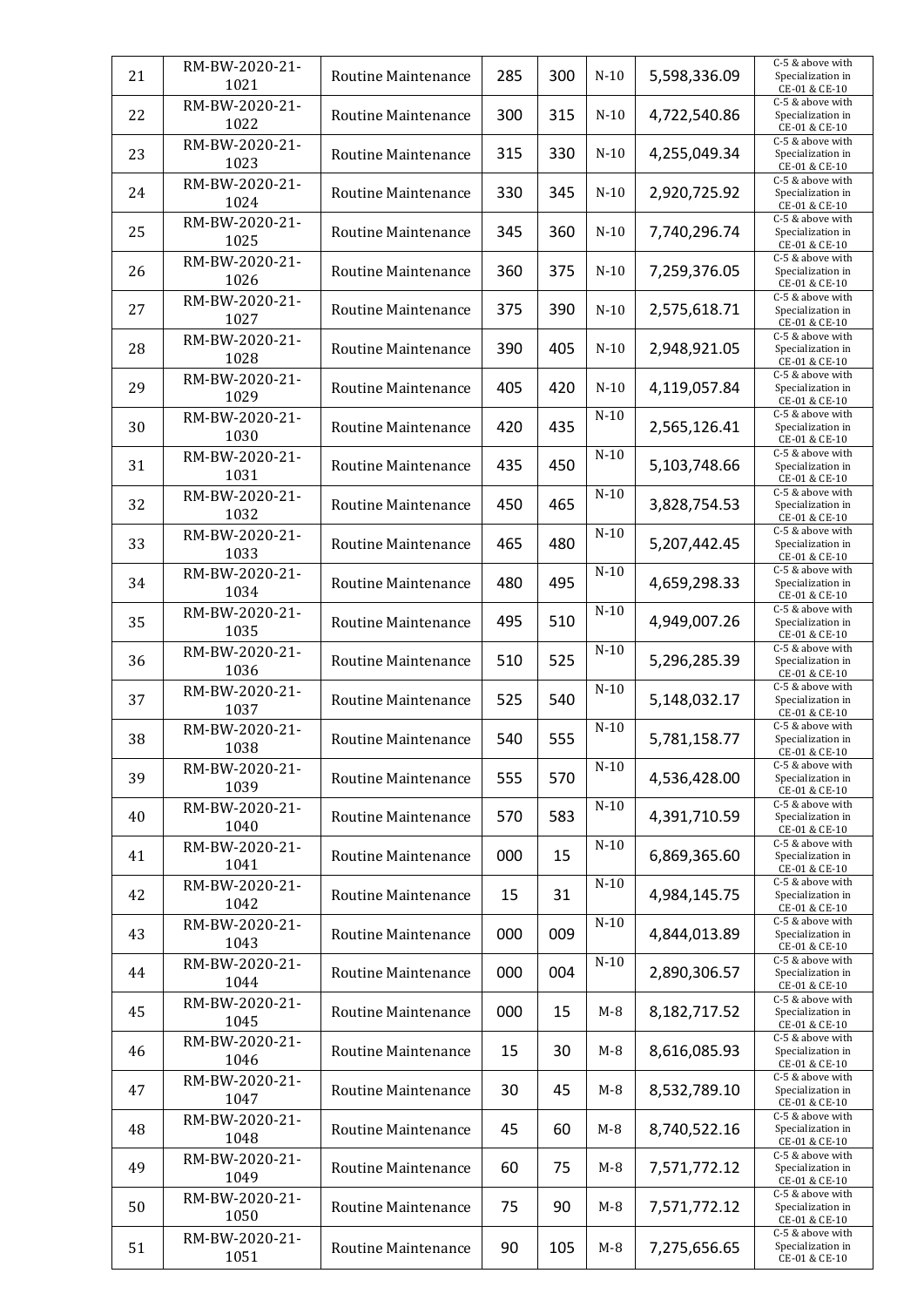| 21 | RM-BW-2020-21-1021 | Routine Maintenance | 285 | 300 | N-10 | 5,598,336.09 | C-5 & above with Specialization in CE-01 & CE-10 |
|---|---|---|---|---|---|---|---|
| 22 | RM-BW-2020-21-1022 | Routine Maintenance | 300 | 315 | N-10 | 4,722,540.86 | C-5 & above with Specialization in CE-01 & CE-10 |
| 23 | RM-BW-2020-21-1023 | Routine Maintenance | 315 | 330 | N-10 | 4,255,049.34 | C-5 & above with Specialization in CE-01 & CE-10 |
| 24 | RM-BW-2020-21-1024 | Routine Maintenance | 330 | 345 | N-10 | 2,920,725.92 | C-5 & above with Specialization in CE-01 & CE-10 |
| 25 | RM-BW-2020-21-1025 | Routine Maintenance | 345 | 360 | N-10 | 7,740,296.74 | C-5 & above with Specialization in CE-01 & CE-10 |
| 26 | RM-BW-2020-21-1026 | Routine Maintenance | 360 | 375 | N-10 | 7,259,376.05 | C-5 & above with Specialization in CE-01 & CE-10 |
| 27 | RM-BW-2020-21-1027 | Routine Maintenance | 375 | 390 | N-10 | 2,575,618.71 | C-5 & above with Specialization in CE-01 & CE-10 |
| 28 | RM-BW-2020-21-1028 | Routine Maintenance | 390 | 405 | N-10 | 2,948,921.05 | C-5 & above with Specialization in CE-01 & CE-10 |
| 29 | RM-BW-2020-21-1029 | Routine Maintenance | 405 | 420 | N-10 | 4,119,057.84 | C-5 & above with Specialization in CE-01 & CE-10 |
| 30 | RM-BW-2020-21-1030 | Routine Maintenance | 420 | 435 | N-10 | 2,565,126.41 | C-5 & above with Specialization in CE-01 & CE-10 |
| 31 | RM-BW-2020-21-1031 | Routine Maintenance | 435 | 450 | N-10 | 5,103,748.66 | C-5 & above with Specialization in CE-01 & CE-10 |
| 32 | RM-BW-2020-21-1032 | Routine Maintenance | 450 | 465 | N-10 | 3,828,754.53 | C-5 & above with Specialization in CE-01 & CE-10 |
| 33 | RM-BW-2020-21-1033 | Routine Maintenance | 465 | 480 | N-10 | 5,207,442.45 | C-5 & above with Specialization in CE-01 & CE-10 |
| 34 | RM-BW-2020-21-1034 | Routine Maintenance | 480 | 495 | N-10 | 4,659,298.33 | C-5 & above with Specialization in CE-01 & CE-10 |
| 35 | RM-BW-2020-21-1035 | Routine Maintenance | 495 | 510 | N-10 | 4,949,007.26 | C-5 & above with Specialization in CE-01 & CE-10 |
| 36 | RM-BW-2020-21-1036 | Routine Maintenance | 510 | 525 | N-10 | 5,296,285.39 | C-5 & above with Specialization in CE-01 & CE-10 |
| 37 | RM-BW-2020-21-1037 | Routine Maintenance | 525 | 540 | N-10 | 5,148,032.17 | C-5 & above with Specialization in CE-01 & CE-10 |
| 38 | RM-BW-2020-21-1038 | Routine Maintenance | 540 | 555 | N-10 | 5,781,158.77 | C-5 & above with Specialization in CE-01 & CE-10 |
| 39 | RM-BW-2020-21-1039 | Routine Maintenance | 555 | 570 | N-10 | 4,536,428.00 | C-5 & above with Specialization in CE-01 & CE-10 |
| 40 | RM-BW-2020-21-1040 | Routine Maintenance | 570 | 583 | N-10 | 4,391,710.59 | C-5 & above with Specialization in CE-01 & CE-10 |
| 41 | RM-BW-2020-21-1041 | Routine Maintenance | 000 | 15 | N-10 | 6,869,365.60 | C-5 & above with Specialization in CE-01 & CE-10 |
| 42 | RM-BW-2020-21-1042 | Routine Maintenance | 15 | 31 | N-10 | 4,984,145.75 | C-5 & above with Specialization in CE-01 & CE-10 |
| 43 | RM-BW-2020-21-1043 | Routine Maintenance | 000 | 009 | N-10 | 4,844,013.89 | C-5 & above with Specialization in CE-01 & CE-10 |
| 44 | RM-BW-2020-21-1044 | Routine Maintenance | 000 | 004 | N-10 | 2,890,306.57 | C-5 & above with Specialization in CE-01 & CE-10 |
| 45 | RM-BW-2020-21-1045 | Routine Maintenance | 000 | 15 | M-8 | 8,182,717.52 | C-5 & above with Specialization in CE-01 & CE-10 |
| 46 | RM-BW-2020-21-1046 | Routine Maintenance | 15 | 30 | M-8 | 8,616,085.93 | C-5 & above with Specialization in CE-01 & CE-10 |
| 47 | RM-BW-2020-21-1047 | Routine Maintenance | 30 | 45 | M-8 | 8,532,789.10 | C-5 & above with Specialization in CE-01 & CE-10 |
| 48 | RM-BW-2020-21-1048 | Routine Maintenance | 45 | 60 | M-8 | 8,740,522.16 | C-5 & above with Specialization in CE-01 & CE-10 |
| 49 | RM-BW-2020-21-1049 | Routine Maintenance | 60 | 75 | M-8 | 7,571,772.12 | C-5 & above with Specialization in CE-01 & CE-10 |
| 50 | RM-BW-2020-21-1050 | Routine Maintenance | 75 | 90 | M-8 | 7,571,772.12 | C-5 & above with Specialization in CE-01 & CE-10 |
| 51 | RM-BW-2020-21-1051 | Routine Maintenance | 90 | 105 | M-8 | 7,275,656.65 | C-5 & above with Specialization in CE-01 & CE-10 |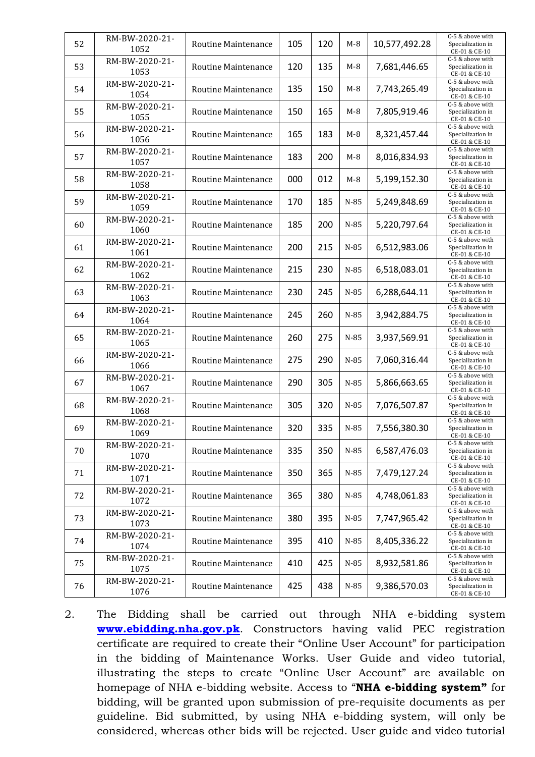| 52 | RM-BW-2020-21-1052 | Routine Maintenance | 105 | 120 | M-8 | 10,577,492.28 | C-5 & above with Specialization in CE-01 & CE-10 |
|---|---|---|---|---|---|---|---|
| 53 | RM-BW-2020-21-1053 | Routine Maintenance | 120 | 135 | M-8 | 7,681,446.65 | C-5 & above with Specialization in CE-01 & CE-10 |
| 54 | RM-BW-2020-21-1054 | Routine Maintenance | 135 | 150 | M-8 | 7,743,265.49 | C-5 & above with Specialization in CE-01 & CE-10 |
| 55 | RM-BW-2020-21-1055 | Routine Maintenance | 150 | 165 | M-8 | 7,805,919.46 | C-5 & above with Specialization in CE-01 & CE-10 |
| 56 | RM-BW-2020-21-1056 | Routine Maintenance | 165 | 183 | M-8 | 8,321,457.44 | C-5 & above with Specialization in CE-01 & CE-10 |
| 57 | RM-BW-2020-21-1057 | Routine Maintenance | 183 | 200 | M-8 | 8,016,834.93 | C-5 & above with Specialization in CE-01 & CE-10 |
| 58 | RM-BW-2020-21-1058 | Routine Maintenance | 000 | 012 | M-8 | 5,199,152.30 | C-5 & above with Specialization in CE-01 & CE-10 |
| 59 | RM-BW-2020-21-1059 | Routine Maintenance | 170 | 185 | N-85 | 5,249,848.69 | C-5 & above with Specialization in CE-01 & CE-10 |
| 60 | RM-BW-2020-21-1060 | Routine Maintenance | 185 | 200 | N-85 | 5,220,797.64 | C-5 & above with Specialization in CE-01 & CE-10 |
| 61 | RM-BW-2020-21-1061 | Routine Maintenance | 200 | 215 | N-85 | 6,512,983.06 | C-5 & above with Specialization in CE-01 & CE-10 |
| 62 | RM-BW-2020-21-1062 | Routine Maintenance | 215 | 230 | N-85 | 6,518,083.01 | C-5 & above with Specialization in CE-01 & CE-10 |
| 63 | RM-BW-2020-21-1063 | Routine Maintenance | 230 | 245 | N-85 | 6,288,644.11 | C-5 & above with Specialization in CE-01 & CE-10 |
| 64 | RM-BW-2020-21-1064 | Routine Maintenance | 245 | 260 | N-85 | 3,942,884.75 | C-5 & above with Specialization in CE-01 & CE-10 |
| 65 | RM-BW-2020-21-1065 | Routine Maintenance | 260 | 275 | N-85 | 3,937,569.91 | C-5 & above with Specialization in CE-01 & CE-10 |
| 66 | RM-BW-2020-21-1066 | Routine Maintenance | 275 | 290 | N-85 | 7,060,316.44 | C-5 & above with Specialization in CE-01 & CE-10 |
| 67 | RM-BW-2020-21-1067 | Routine Maintenance | 290 | 305 | N-85 | 5,866,663.65 | C-5 & above with Specialization in CE-01 & CE-10 |
| 68 | RM-BW-2020-21-1068 | Routine Maintenance | 305 | 320 | N-85 | 7,076,507.87 | C-5 & above with Specialization in CE-01 & CE-10 |
| 69 | RM-BW-2020-21-1069 | Routine Maintenance | 320 | 335 | N-85 | 7,556,380.30 | C-5 & above with Specialization in CE-01 & CE-10 |
| 70 | RM-BW-2020-21-1070 | Routine Maintenance | 335 | 350 | N-85 | 6,587,476.03 | C-5 & above with Specialization in CE-01 & CE-10 |
| 71 | RM-BW-2020-21-1071 | Routine Maintenance | 350 | 365 | N-85 | 7,479,127.24 | C-5 & above with Specialization in CE-01 & CE-10 |
| 72 | RM-BW-2020-21-1072 | Routine Maintenance | 365 | 380 | N-85 | 4,748,061.83 | C-5 & above with Specialization in CE-01 & CE-10 |
| 73 | RM-BW-2020-21-1073 | Routine Maintenance | 380 | 395 | N-85 | 7,747,965.42 | C-5 & above with Specialization in CE-01 & CE-10 |
| 74 | RM-BW-2020-21-1074 | Routine Maintenance | 395 | 410 | N-85 | 8,405,336.22 | C-5 & above with Specialization in CE-01 & CE-10 |
| 75 | RM-BW-2020-21-1075 | Routine Maintenance | 410 | 425 | N-85 | 8,932,581.86 | C-5 & above with Specialization in CE-01 & CE-10 |
| 76 | RM-BW-2020-21-1076 | Routine Maintenance | 425 | 438 | N-85 | 9,386,570.03 | C-5 & above with Specialization in CE-01 & CE-10 |

2. The Bidding shall be carried out through NHA e-bidding system **www.ebidding.nha.gov.pk**. Constructors having valid PEC registration certificate are required to create their "Online User Account" for participation in the bidding of Maintenance Works. User Guide and video tutorial, illustrating the steps to create "Online User Account" are available on homepage of NHA e-bidding website. Access to "**NHA e-bidding system"** for bidding, will be granted upon submission of pre-requisite documents as per guideline. Bid submitted, by using NHA e-bidding system, will only be considered, whereas other bids will be rejected. User guide and video tutorial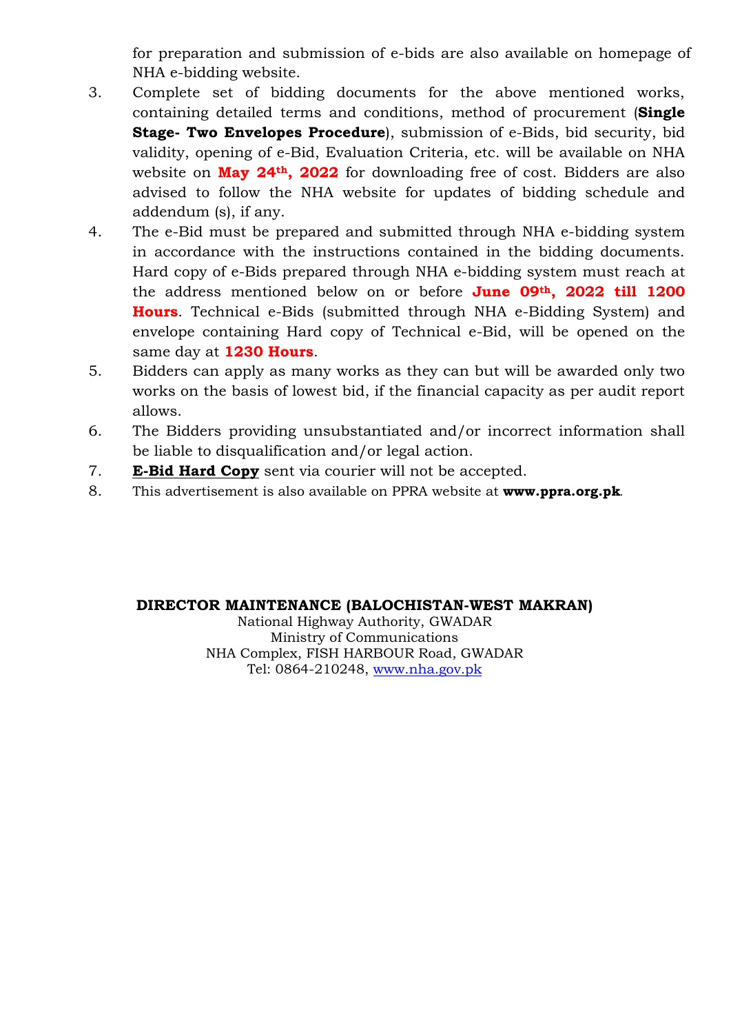for preparation and submission of e-bids are also available on homepage of NHA e-bidding website.

3. Complete set of bidding documents for the above mentioned works, containing detailed terms and conditions, method of procurement (**Single Stage- Two Envelopes Procedure**), submission of e-Bids, bid security, bid validity, opening of e-Bid, Evaluation Criteria, etc. will be available on NHA website on **May 24th, 2022** for downloading free of cost. Bidders are also advised to follow the NHA website for updates of bidding schedule and addendum (s), if any.
4. The e-Bid must be prepared and submitted through NHA e-bidding system in accordance with the instructions contained in the bidding documents. Hard copy of e-Bids prepared through NHA e-bidding system must reach at the address mentioned below on or before **June 09th, 2022 till 1200 Hours**. Technical e-Bids (submitted through NHA e-Bidding System) and envelope containing Hard copy of Technical e-Bid, will be opened on the same day at **1230 Hours**.
5. Bidders can apply as many works as they can but will be awarded only two works on the basis of lowest bid, if the financial capacity as per audit report allows.
6. The Bidders providing unsubstantiated and/or incorrect information shall be liable to disqualification and/or legal action.
7. **E-Bid Hard Copy** sent via courier will not be accepted.
8. This advertisement is also available on PPRA website at **www.ppra.org.pk**.

**DIRECTOR MAINTENANCE (BALOCHISTAN-WEST MAKRAN)**
National Highway Authority, GWADAR
Ministry of Communications
NHA Complex, FISH HARBOUR Road, GWADAR
Tel: 0864-210248, www.nha.gov.pk